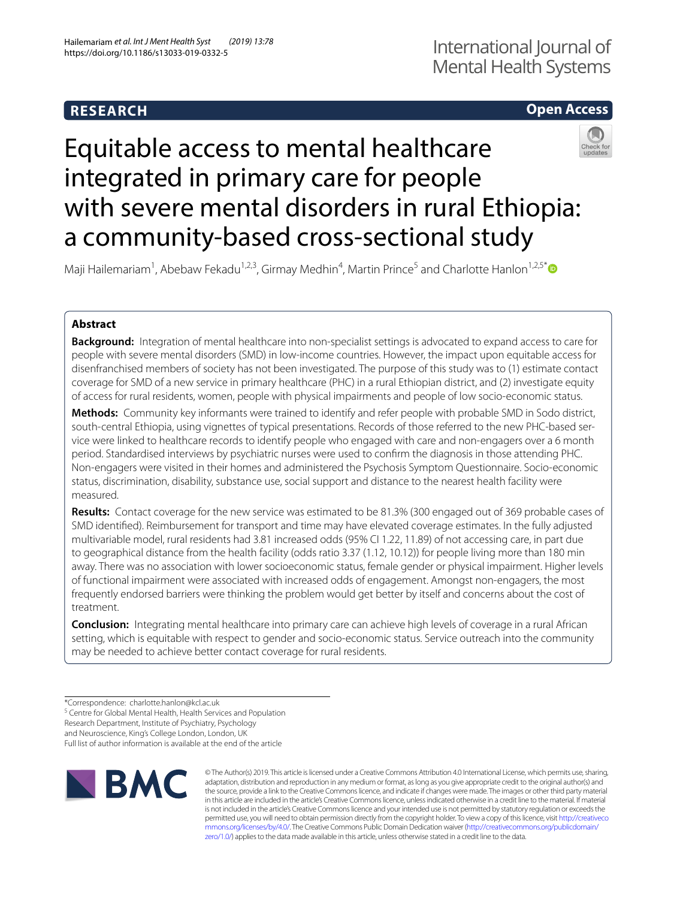**RESEARCH** **Open Access**

# Equitable access to mental healthcare integrated in primary care for people with severe mental disorders in rural Ethiopia: a community-based cross-sectional study

Maji Hailemariam[1], Abebaw Fekadu[1,2,3], Girmay Medhin[4], Martin Prince[5] and Charlotte Hanlon[1,2,5*]

## Abstract

**Background:** Integration of mental healthcare into non-specialist settings is advocated to expand access to care for people with severe mental disorders (SMD) in low-income countries. However, the impact upon equitable access for disenfranchised members of society has not been investigated. The purpose of this study was to (1) estimate contact coverage for SMD of a new service in primary healthcare (PHC) in a rural Ethiopian district, and (2) investigate equity of access for rural residents, women, people with physical impairments and people of low socio-economic status.

**Methods:** Community key informants were trained to identify and refer people with probable SMD in Sodo district, south-central Ethiopia, using vignettes of typical presentations. Records of those referred to the new PHC-based service were linked to healthcare records to identify people who engaged with care and non-engagers over a 6 month period. Standardised interviews by psychiatric nurses were used to confirm the diagnosis in those attending PHC. Non-engagers were visited in their homes and administered the Psychosis Symptom Questionnaire. Socio-economic status, discrimination, disability, substance use, social support and distance to the nearest health facility were measured.

**Results:** Contact coverage for the new service was estimated to be 81.3% (300 engaged out of 369 probable cases of SMD identified). Reimbursement for transport and time may have elevated coverage estimates. In the fully adjusted multivariable model, rural residents had 3.81 increased odds (95% CI 1.22, 11.89) of not accessing care, in part due to geographical distance from the health facility (odds ratio 3.37 (1.12, 10.12)) for people living more than 180 min away. There was no association with lower socioeconomic status, female gender or physical impairment. Higher levels of functional impairment were associated with increased odds of engagement. Amongst non-engagers, the most frequently endorsed barriers were thinking the problem would get better by itself and concerns about the cost of treatment.

**Conclusion:** Integrating mental healthcare into primary care can achieve high levels of coverage in a rural African setting, which is equitable with respect to gender and socio-economic status. Service outreach into the community may be needed to achieve better contact coverage for rural residents.

*Correspondence: charlotte.hanlon@kcl.ac.uk
[5] Centre for Global Mental Health, Health Services and Population Research Department, Institute of Psychiatry, Psychology and Neuroscience, King's College London, London, UK
Full list of author information is available at the end of the article

© The Author(s) 2019. This article is licensed under a Creative Commons Attribution 4.0 International License, which permits use, sharing, adaptation, distribution and reproduction in any medium or format, as long as you give appropriate credit to the original author(s) and the source, provide a link to the Creative Commons licence, and indicate if changes were made. The images or other third party material in this article are included in the article's Creative Commons licence, unless indicated otherwise in a credit line to the material. If material is not included in the article's Creative Commons licence and your intended use is not permitted by statutory regulation or exceeds the permitted use, you will need to obtain permission directly from the copyright holder. To view a copy of this licence, visit http://creativecommons.org/licenses/by/4.0/. The Creative Commons Public Domain Dedication waiver (http://creativecommons.org/publicdomain/zero/1.0/) applies to the data made available in this article, unless otherwise stated in a credit line to the data.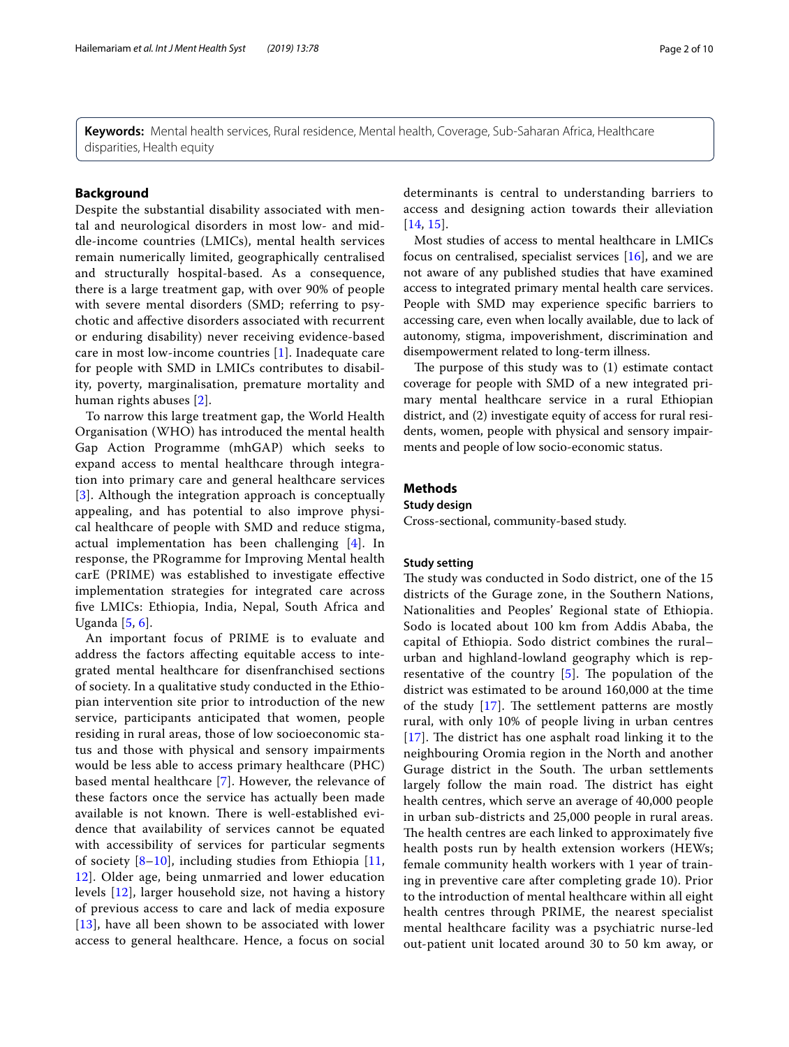**Keywords:** Mental health services, Rural residence, Mental health, Coverage, Sub-Saharan Africa, Healthcare disparities, Health equity

## Background

Despite the substantial disability associated with mental and neurological disorders in most low- and middle-income countries (LMICs), mental health services remain numerically limited, geographically centralised and structurally hospital-based. As a consequence, there is a large treatment gap, with over 90% of people with severe mental disorders (SMD; referring to psychotic and affective disorders associated with recurrent or enduring disability) never receiving evidence-based care in most low-income countries [1]. Inadequate care for people with SMD in LMICs contributes to disability, poverty, marginalisation, premature mortality and human rights abuses [2].

To narrow this large treatment gap, the World Health Organisation (WHO) has introduced the mental health Gap Action Programme (mhGAP) which seeks to expand access to mental healthcare through integration into primary care and general healthcare services [3]. Although the integration approach is conceptually appealing, and has potential to also improve physical healthcare of people with SMD and reduce stigma, actual implementation has been challenging [4]. In response, the PRogramme for Improving Mental health carE (PRIME) was established to investigate effective implementation strategies for integrated care across five LMICs: Ethiopia, India, Nepal, South Africa and Uganda [5, 6].

An important focus of PRIME is to evaluate and address the factors affecting equitable access to integrated mental healthcare for disenfranchised sections of society. In a qualitative study conducted in the Ethiopian intervention site prior to introduction of the new service, participants anticipated that women, people residing in rural areas, those of low socioeconomic status and those with physical and sensory impairments would be less able to access primary healthcare (PHC) based mental healthcare [7]. However, the relevance of these factors once the service has actually been made available is not known. There is well-established evidence that availability of services cannot be equated with accessibility of services for particular segments of society [8–10], including studies from Ethiopia [11, 12]. Older age, being unmarried and lower education levels [12], larger household size, not having a history of previous access to care and lack of media exposure [13], have all been shown to be associated with lower access to general healthcare. Hence, a focus on social determinants is central to understanding barriers to access and designing action towards their alleviation [14, 15].

Most studies of access to mental healthcare in LMICs focus on centralised, specialist services [16], and we are not aware of any published studies that have examined access to integrated primary mental health care services. People with SMD may experience specific barriers to accessing care, even when locally available, due to lack of autonomy, stigma, impoverishment, discrimination and disempowerment related to long-term illness.

The purpose of this study was to (1) estimate contact coverage for people with SMD of a new integrated primary mental healthcare service in a rural Ethiopian district, and (2) investigate equity of access for rural residents, women, people with physical and sensory impairments and people of low socio-economic status.

## Methods

### Study design

Cross-sectional, community-based study.

### Study setting

The study was conducted in Sodo district, one of the 15 districts of the Gurage zone, in the Southern Nations, Nationalities and Peoples' Regional state of Ethiopia. Sodo is located about 100 km from Addis Ababa, the capital of Ethiopia. Sodo district combines the rural–urban and highland-lowland geography which is representative of the country [5]. The population of the district was estimated to be around 160,000 at the time of the study [17]. The settlement patterns are mostly rural, with only 10% of people living in urban centres [17]. The district has one asphalt road linking it to the neighbouring Oromia region in the North and another Gurage district in the South. The urban settlements largely follow the main road. The district has eight health centres, which serve an average of 40,000 people in urban sub-districts and 25,000 people in rural areas. The health centres are each linked to approximately five health posts run by health extension workers (HEWs; female community health workers with 1 year of training in preventive care after completing grade 10). Prior to the introduction of mental healthcare within all eight health centres through PRIME, the nearest specialist mental healthcare facility was a psychiatric nurse-led out-patient unit located around 30 to 50 km away, or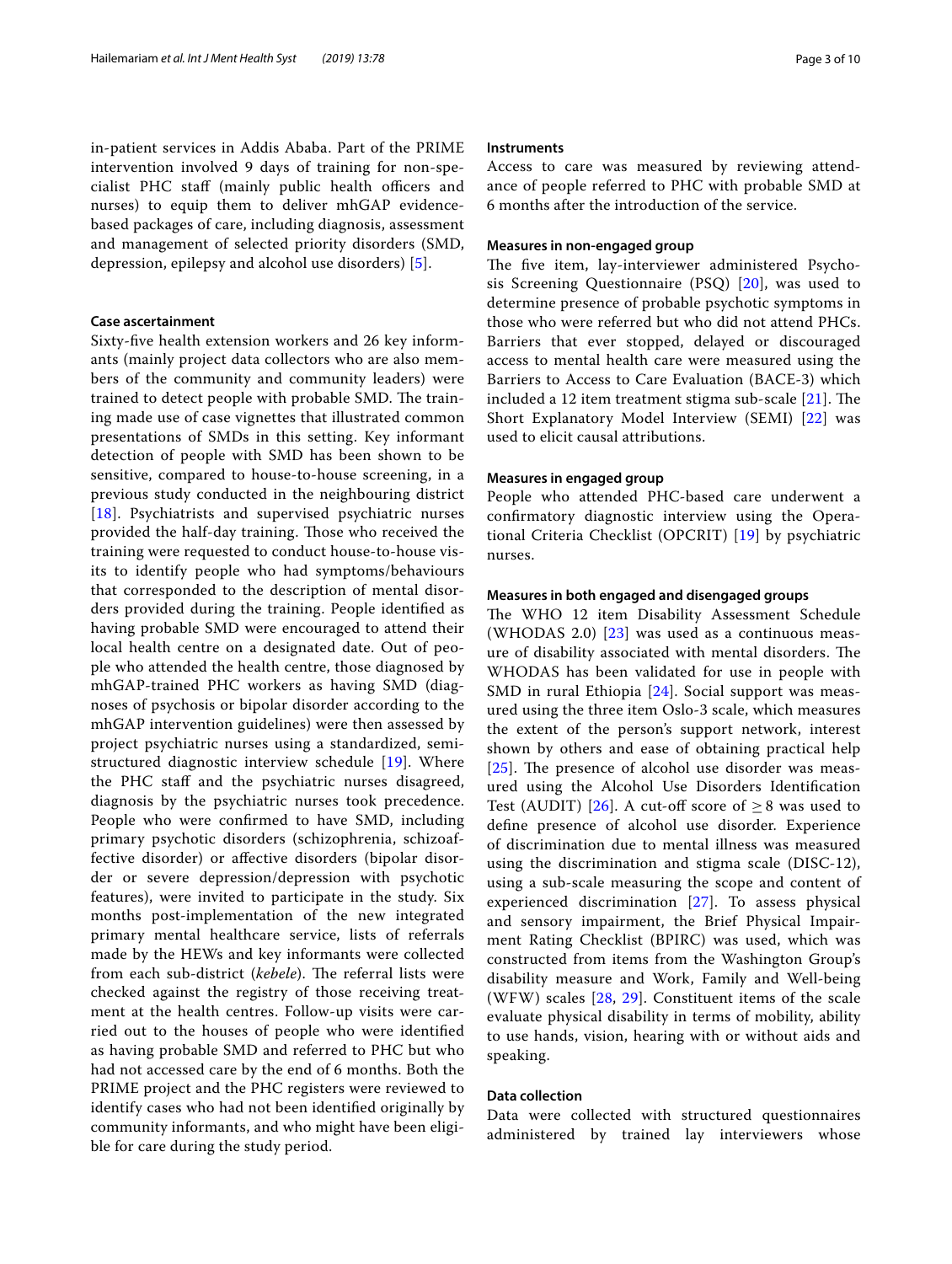in-patient services in Addis Ababa. Part of the PRIME intervention involved 9 days of training for non-specialist PHC staff (mainly public health officers and nurses) to equip them to deliver mhGAP evidence-based packages of care, including diagnosis, assessment and management of selected priority disorders (SMD, depression, epilepsy and alcohol use disorders) [5].

### Case ascertainment

Sixty-five health extension workers and 26 key informants (mainly project data collectors who are also members of the community and community leaders) were trained to detect people with probable SMD. The training made use of case vignettes that illustrated common presentations of SMDs in this setting. Key informant detection of people with SMD has been shown to be sensitive, compared to house-to-house screening, in a previous study conducted in the neighbouring district [18]. Psychiatrists and supervised psychiatric nurses provided the half-day training. Those who received the training were requested to conduct house-to-house visits to identify people who had symptoms/behaviours that corresponded to the description of mental disorders provided during the training. People identified as having probable SMD were encouraged to attend their local health centre on a designated date. Out of people who attended the health centre, those diagnosed by mhGAP-trained PHC workers as having SMD (diagnoses of psychosis or bipolar disorder according to the mhGAP intervention guidelines) were then assessed by project psychiatric nurses using a standardized, semi-structured diagnostic interview schedule [19]. Where the PHC staff and the psychiatric nurses disagreed, diagnosis by the psychiatric nurses took precedence. People who were confirmed to have SMD, including primary psychotic disorders (schizophrenia, schizoaffective disorder) or affective disorders (bipolar disorder or severe depression/depression with psychotic features), were invited to participate in the study. Six months post-implementation of the new integrated primary mental healthcare service, lists of referrals made by the HEWs and key informants were collected from each sub-district (*kebele*). The referral lists were checked against the registry of those receiving treatment at the health centres. Follow-up visits were carried out to the houses of people who were identified as having probable SMD and referred to PHC but who had not accessed care by the end of 6 months. Both the PRIME project and the PHC registers were reviewed to identify cases who had not been identified originally by community informants, and who might have been eligible for care during the study period.

### Instruments

Access to care was measured by reviewing attendance of people referred to PHC with probable SMD at 6 months after the introduction of the service.

### Measures in non-engaged group

The five item, lay-interviewer administered Psychosis Screening Questionnaire (PSQ) [20], was used to determine presence of probable psychotic symptoms in those who were referred but who did not attend PHCs. Barriers that ever stopped, delayed or discouraged access to mental health care were measured using the Barriers to Access to Care Evaluation (BACE-3) which included a 12 item treatment stigma sub-scale [21]. The Short Explanatory Model Interview (SEMI) [22] was used to elicit causal attributions.

### Measures in engaged group

People who attended PHC-based care underwent a confirmatory diagnostic interview using the Operational Criteria Checklist (OPCRIT) [19] by psychiatric nurses.

### Measures in both engaged and disengaged groups

The WHO 12 item Disability Assessment Schedule (WHODAS 2.0) [23] was used as a continuous measure of disability associated with mental disorders. The WHODAS has been validated for use in people with SMD in rural Ethiopia [24]. Social support was measured using the three item Oslo-3 scale, which measures the extent of the person's support network, interest shown by others and ease of obtaining practical help [25]. The presence of alcohol use disorder was measured using the Alcohol Use Disorders Identification Test (AUDIT) [26]. A cut-off score of $\geq 8$ was used to define presence of alcohol use disorder. Experience of discrimination due to mental illness was measured using the discrimination and stigma scale (DISC-12), using a sub-scale measuring the scope and content of experienced discrimination [27]. To assess physical and sensory impairment, the Brief Physical Impairment Rating Checklist (BPIRC) was used, which was constructed from items from the Washington Group's disability measure and Work, Family and Well-being (WFW) scales [28, 29]. Constituent items of the scale evaluate physical disability in terms of mobility, ability to use hands, vision, hearing with or without aids and speaking.

### Data collection

Data were collected with structured questionnaires administered by trained lay interviewers whose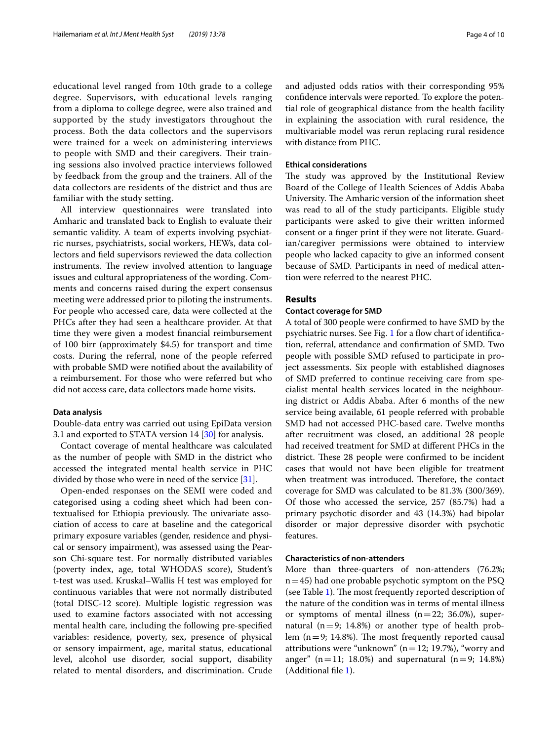educational level ranged from 10th grade to a college degree. Supervisors, with educational levels ranging from a diploma to college degree, were also trained and supported by the study investigators throughout the process. Both the data collectors and the supervisors were trained for a week on administering interviews to people with SMD and their caregivers. Their training sessions also involved practice interviews followed by feedback from the group and the trainers. All of the data collectors are residents of the district and thus are familiar with the study setting.

All interview questionnaires were translated into Amharic and translated back to English to evaluate their semantic validity. A team of experts involving psychiatric nurses, psychiatrists, social workers, HEWs, data collectors and field supervisors reviewed the data collection instruments. The review involved attention to language issues and cultural appropriateness of the wording. Comments and concerns raised during the expert consensus meeting were addressed prior to piloting the instruments. For people who accessed care, data were collected at the PHCs after they had seen a healthcare provider. At that time they were given a modest financial reimbursement of 100 birr (approximately $4.5) for transport and time costs. During the referral, none of the people referred with probable SMD were notified about the availability of a reimbursement. For those who were referred but who did not access care, data collectors made home visits.

#### Data analysis

Double-data entry was carried out using EpiData version 3.1 and exported to STATA version 14 [30] for analysis.

Contact coverage of mental healthcare was calculated as the number of people with SMD in the district who accessed the integrated mental health service in PHC divided by those who were in need of the service [31].

Open-ended responses on the SEMI were coded and categorised using a coding sheet which had been contextualised for Ethiopia previously. The univariate association of access to care at baseline and the categorical primary exposure variables (gender, residence and physical or sensory impairment), was assessed using the Pearson Chi-square test. For normally distributed variables (poverty index, age, total WHODAS score), Student's t-test was used. Kruskal–Wallis H test was employed for continuous variables that were not normally distributed (total DISC-12 score). Multiple logistic regression was used to examine factors associated with not accessing mental health care, including the following pre-specified variables: residence, poverty, sex, presence of physical or sensory impairment, age, marital status, educational level, alcohol use disorder, social support, disability related to mental disorders, and discrimination. Crude and adjusted odds ratios with their corresponding 95% confidence intervals were reported. To explore the potential role of geographical distance from the health facility in explaining the association with rural residence, the multivariable model was rerun replacing rural residence with distance from PHC.

#### Ethical considerations

The study was approved by the Institutional Review Board of the College of Health Sciences of Addis Ababa University. The Amharic version of the information sheet was read to all of the study participants. Eligible study participants were asked to give their written informed consent or a finger print if they were not literate. Guardian/caregiver permissions were obtained to interview people who lacked capacity to give an informed consent because of SMD. Participants in need of medical attention were referred to the nearest PHC.

## Results

#### Contact coverage for SMD

A total of 300 people were confirmed to have SMD by the psychiatric nurses. See Fig. 1 for a flow chart of identification, referral, attendance and confirmation of SMD. Two people with possible SMD refused to participate in project assessments. Six people with established diagnoses of SMD preferred to continue receiving care from specialist mental health services located in the neighbouring district or Addis Ababa. After 6 months of the new service being available, 61 people referred with probable SMD had not accessed PHC-based care. Twelve months after recruitment was closed, an additional 28 people had received treatment for SMD at different PHCs in the district. These 28 people were confirmed to be incident cases that would not have been eligible for treatment when treatment was introduced. Therefore, the contact coverage for SMD was calculated to be 81.3% (300/369). Of those who accessed the service, 257 (85.7%) had a primary psychotic disorder and 43 (14.3%) had bipolar disorder or major depressive disorder with psychotic features.

#### Characteristics of non-attenders

More than three-quarters of non-attenders (76.2%; n = 45) had one probable psychotic symptom on the PSQ (see Table 1). The most frequently reported description of the nature of the condition was in terms of mental illness or symptoms of mental illness (n = 22; 36.0%), supernatural (n = 9; 14.8%) or another type of health problem (n = 9; 14.8%). The most frequently reported causal attributions were "unknown" (n = 12; 19.7%), "worry and anger" (n = 11; 18.0%) and supernatural (n = 9; 14.8%) (Additional file 1).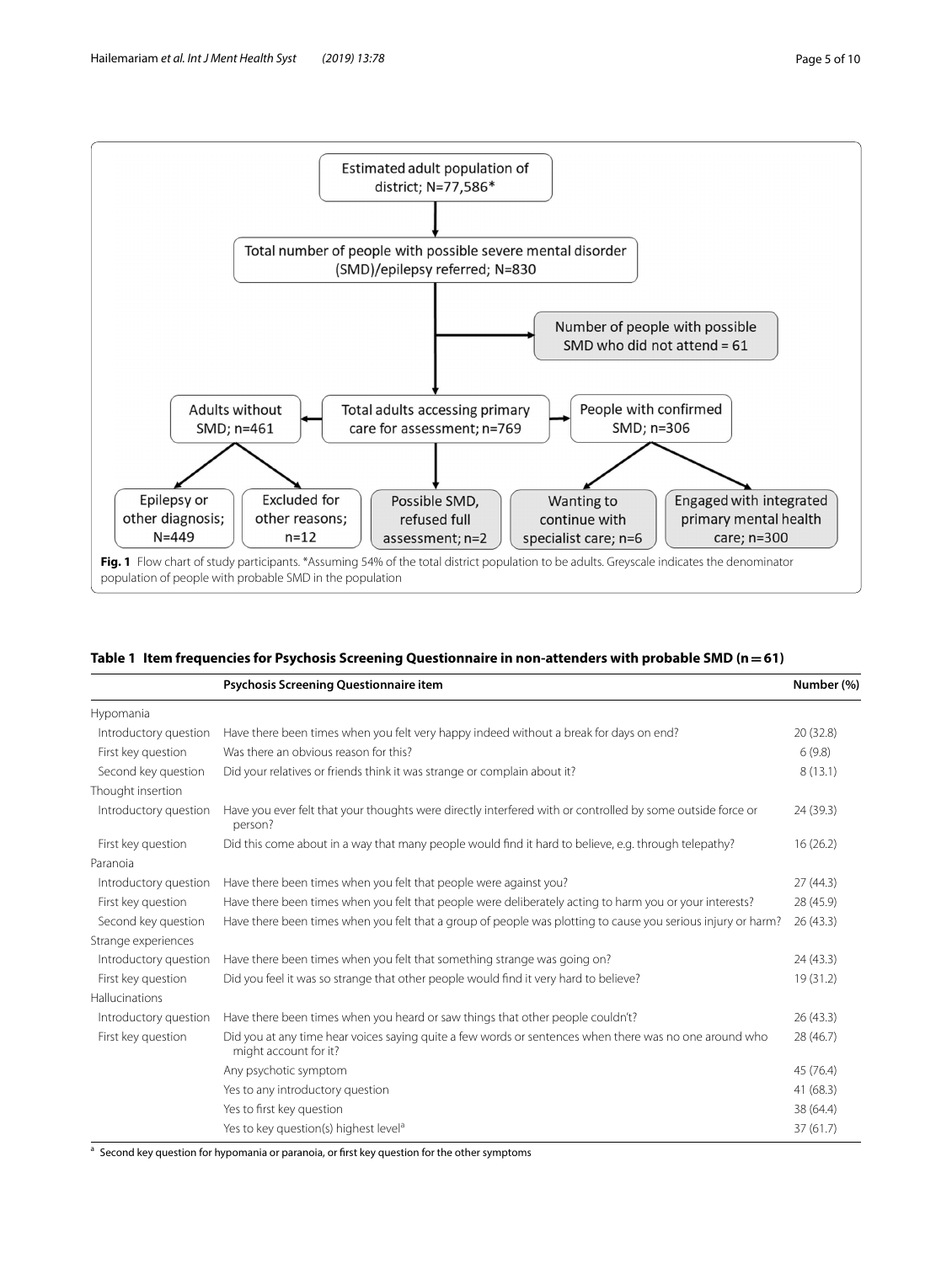Estimated adult population of district; N=77,586*

Total number of people with possible severe mental disorder (SMD)/epilepsy referred; N=830

Number of people with possible SMD who did not attend = 61

Total adults accessing primary care for assessment; n=769

Adults without SMD; n=461

People with confirmed SMD; n=306

Epilepsy or other diagnosis; N=449

Excluded for other reasons; n=12

Possible SMD, refused full assessment; n=2

Wanting to continue with specialist care; n=6

Engaged with integrated primary mental health care; n=300

**Fig. 1** Flow chart of study participants. *Assuming 54% of the total district population to be adults. Greyscale indicates the denominator population of people with probable SMD in the population

**Table 1 Item frequencies for Psychosis Screening Questionnaire in non-attenders with probable SMD (n = 61)**

| | Psychosis Screening Questionnaire item | Number (%) |
|---|---|---|
| Hypomania | | |
| Introductory question | Have there been times when you felt very happy indeed without a break for days on end? | 20 (32.8) |
| First key question | Was there an obvious reason for this? | 6 (9.8) |
| Second key question | Did your relatives or friends think it was strange or complain about it? | 8 (13.1) |
| Thought insertion | | |
| Introductory question | Have you ever felt that your thoughts were directly interfered with or controlled by some outside force or person? | 24 (39.3) |
| First key question | Did this come about in a way that many people would find it hard to believe, e.g. through telepathy? | 16 (26.2) |
| Paranoia | | |
| Introductory question | Have there been times when you felt that people were against you? | 27 (44.3) |
| First key question | Have there been times when you felt that people were deliberately acting to harm you or your interests? | 28 (45.9) |
| Second key question | Have there been times when you felt that a group of people was plotting to cause you serious injury or harm? | 26 (43.3) |
| Strange experiences | | |
| Introductory question | Have there been times when you felt that something strange was going on? | 24 (43.3) |
| First key question | Did you feel it was so strange that other people would find it very hard to believe? | 19 (31.2) |
| Hallucinations | | |
| Introductory question | Have there been times when you heard or saw things that other people couldn't? | 26 (43.3) |
| First key question | Did you at any time hear voices saying quite a few words or sentences when there was no one around who might account for it? | 28 (46.7) |
| | Any psychotic symptom | 45 (76.4) |
| | Yes to any introductory question | 41 (68.3) |
| | Yes to first key question | 38 (64.4) |
| | Yes to key question(s) highest level[a] | 37 (61.7) |

[a] Second key question for hypomania or paranoia, or first key question for the other symptoms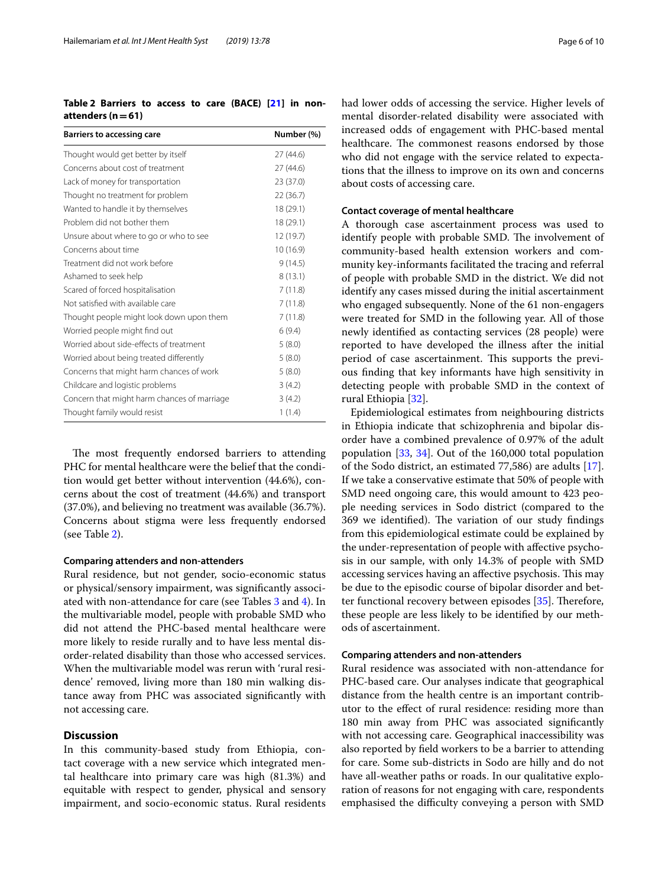**Table 2 Barriers to access to care (BACE) [21] in non-attenders (n = 61)**

| Barriers to accessing care | Number (%) |
|---|---|
| Thought would get better by itself | 27 (44.6) |
| Concerns about cost of treatment | 27 (44.6) |
| Lack of money for transportation | 23 (37.0) |
| Thought no treatment for problem | 22 (36.7) |
| Wanted to handle it by themselves | 18 (29.1) |
| Problem did not bother them | 18 (29.1) |
| Unsure about where to go or who to see | 12 (19.7) |
| Concerns about time | 10 (16.9) |
| Treatment did not work before | 9 (14.5) |
| Ashamed to seek help | 8 (13.1) |
| Scared of forced hospitalisation | 7 (11.8) |
| Not satisfied with available care | 7 (11.8) |
| Thought people might look down upon them | 7 (11.8) |
| Worried people might find out | 6 (9.4) |
| Worried about side-effects of treatment | 5 (8.0) |
| Worried about being treated differently | 5 (8.0) |
| Concerns that might harm chances of work | 5 (8.0) |
| Childcare and logistic problems | 3 (4.2) |
| Concern that might harm chances of marriage | 3 (4.2) |
| Thought family would resist | 1 (1.4) |

The most frequently endorsed barriers to attending PHC for mental healthcare were the belief that the condition would get better without intervention (44.6%), concerns about the cost of treatment (44.6%) and transport (37.0%), and believing no treatment was available (36.7%). Concerns about stigma were less frequently endorsed (see Table 2).

#### Comparing attenders and non-attenders

Rural residence, but not gender, socio-economic status or physical/sensory impairment, was significantly associated with non-attendance for care (see Tables 3 and 4). In the multivariable model, people with probable SMD who did not attend the PHC-based mental healthcare were more likely to reside rurally and to have less mental disorder-related disability than those who accessed services. When the multivariable model was rerun with 'rural residence' removed, living more than 180 min walking distance away from PHC was associated significantly with not accessing care.

## Discussion

In this community-based study from Ethiopia, contact coverage with a new service which integrated mental healthcare into primary care was high (81.3%) and equitable with respect to gender, physical and sensory impairment, and socio-economic status. Rural residents had lower odds of accessing the service. Higher levels of mental disorder-related disability were associated with increased odds of engagement with PHC-based mental healthcare. The commonest reasons endorsed by those who did not engage with the service related to expectations that the illness to improve on its own and concerns about costs of accessing care.

#### Contact coverage of mental healthcare

A thorough case ascertainment process was used to identify people with probable SMD. The involvement of community-based health extension workers and community key-informants facilitated the tracing and referral of people with probable SMD in the district. We did not identify any cases missed during the initial ascertainment who engaged subsequently. None of the 61 non-engagers were treated for SMD in the following year. All of those newly identified as contacting services (28 people) were reported to have developed the illness after the initial period of case ascertainment. This supports the previous finding that key informants have high sensitivity in detecting people with probable SMD in the context of rural Ethiopia [32].

Epidemiological estimates from neighbouring districts in Ethiopia indicate that schizophrenia and bipolar disorder have a combined prevalence of 0.97% of the adult population [33, 34]. Out of the 160,000 total population of the Sodo district, an estimated 77,586) are adults [17]. If we take a conservative estimate that 50% of people with SMD need ongoing care, this would amount to 423 people needing services in Sodo district (compared to the 369 we identified). The variation of our study findings from this epidemiological estimate could be explained by the under-representation of people with affective psychosis in our sample, with only 14.3% of people with SMD accessing services having an affective psychosis. This may be due to the episodic course of bipolar disorder and better functional recovery between episodes [35]. Therefore, these people are less likely to be identified by our methods of ascertainment.

#### Comparing attenders and non-attenders

Rural residence was associated with non-attendance for PHC-based care. Our analyses indicate that geographical distance from the health centre is an important contributor to the effect of rural residence: residing more than 180 min away from PHC was associated significantly with not accessing care. Geographical inaccessibility was also reported by field workers to be a barrier to attending for care. Some sub-districts in Sodo are hilly and do not have all-weather paths or roads. In our qualitative exploration of reasons for not engaging with care, respondents emphasised the difficulty conveying a person with SMD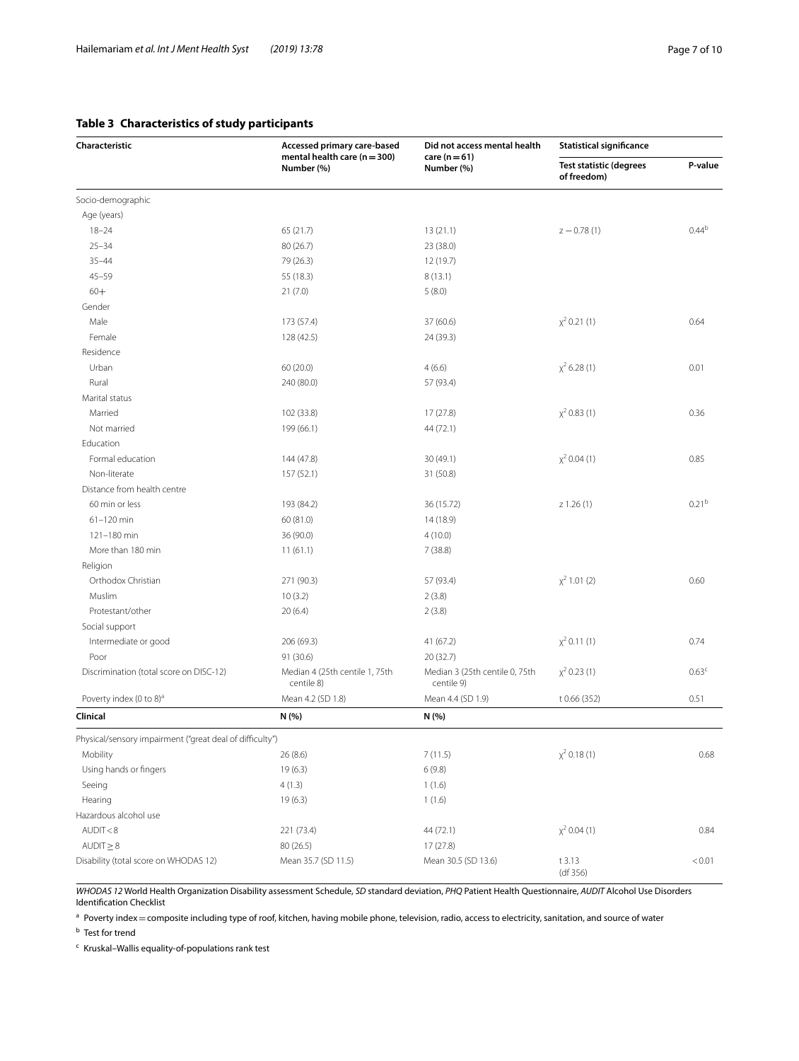**Table 3 Characteristics of study participants**

| Characteristic | Accessed primary care-based mental health care (n = 300) Number (%) | Did not access mental health care (n = 61) Number (%) | Statistical significance | |
|---|---|---|---|---|
| | | | Test statistic (degrees of freedom) | P-value |
| Socio-demographic | | | | |
| Age (years) | | | | |
| 18–24 | 65 (21.7) | 13 (21.1) | z − 0.78 (1) | 0.44[b] |
| 25–34 | 80 (26.7) | 23 (38.0) | | |
| 35–44 | 79 (26.3) | 12 (19.7) | | |
| 45–59 | 55 (18.3) | 8 (13.1) | | |
| 60+ | 21 (7.0) | 5 (8.0) | | |
| Gender | | | | |
| Male | 173 (57.4) | 37 (60.6) | $\chi^2$ 0.21 (1) | 0.64 |
| Female | 128 (42.5) | 24 (39.3) | | |
| Residence | | | | |
| Urban | 60 (20.0) | 4 (6.6) | $\chi^2$ 6.28 (1) | 0.01 |
| Rural | 240 (80.0) | 57 (93.4) | | |
| Marital status | | | | |
| Married | 102 (33.8) | 17 (27.8) | $\chi^2$ 0.83 (1) | 0.36 |
| Not married | 199 (66.1) | 44 (72.1) | | |
| Education | | | | |
| Formal education | 144 (47.8) | 30 (49.1) | $\chi^2$ 0.04 (1) | 0.85 |
| Non-literate | 157 (52.1) | 31 (50.8) | | |
| Distance from health centre | | | | |
| 60 min or less | 193 (84.2) | 36 (15.72) | z 1.26 (1) | 0.21[b] |
| 61–120 min | 60 (81.0) | 14 (18.9) | | |
| 121–180 min | 36 (90.0) | 4 (10.0) | | |
| More than 180 min | 11 (61.1) | 7 (38.8) | | |
| Religion | | | | |
| Orthodox Christian | 271 (90.3) | 57 (93.4) | $\chi^2$ 1.01 (2) | 0.60 |
| Muslim | 10 (3.2) | 2 (3.8) | | |
| Protestant/other | 20 (6.4) | 2 (3.8) | | |
| Social support | | | | |
| Intermediate or good | 206 (69.3) | 41 (67.2) | $\chi^2$ 0.11 (1) | 0.74 |
| Poor | 91 (30.6) | 20 (32.7) | | |
| Discrimination (total score on DISC-12) | Median 4 (25th centile 1, 75th centile 8) | Median 3 (25th centile 0, 75th centile 9) | $\chi^2$ 0.23 (1) | 0.63[c] |
| Poverty index (0 to 8)[a] | Mean 4.2 (SD 1.8) | Mean 4.4 (SD 1.9) | t 0.66 (352) | 0.51 |
| **Clinical** | **N (%)** | **N (%)** | | |
| Physical/sensory impairment ("great deal of difficulty") | | | | |
| Mobility | 26 (8.6) | 7 (11.5) | $\chi^2$ 0.18 (1) | 0.68 |
| Using hands or fingers | 19 (6.3) | 6 (9.8) | | |
| Seeing | 4 (1.3) | 1 (1.6) | | |
| Hearing | 19 (6.3) | 1 (1.6) | | |
| Hazardous alcohol use | | | | |
| AUDIT < 8 | 221 (73.4) | 44 (72.1) | $\chi^2$ 0.04 (1) | 0.84 |
| AUDIT ≥ 8 | 80 (26.5) | 17 (27.8) | | |
| Disability (total score on WHODAS 12) | Mean 35.7 (SD 11.5) | Mean 30.5 (SD 13.6) | t 3.13 (df 356) | < 0.01 |

*WHODAS 12* World Health Organization Disability assessment Schedule, *SD* standard deviation, *PHQ* Patient Health Questionnaire, *AUDIT* Alcohol Use Disorders Identification Checklist

[a] Poverty index = composite including type of roof, kitchen, having mobile phone, television, radio, access to electricity, sanitation, and source of water

[b] Test for trend

[c] Kruskal–Wallis equality-of-populations rank test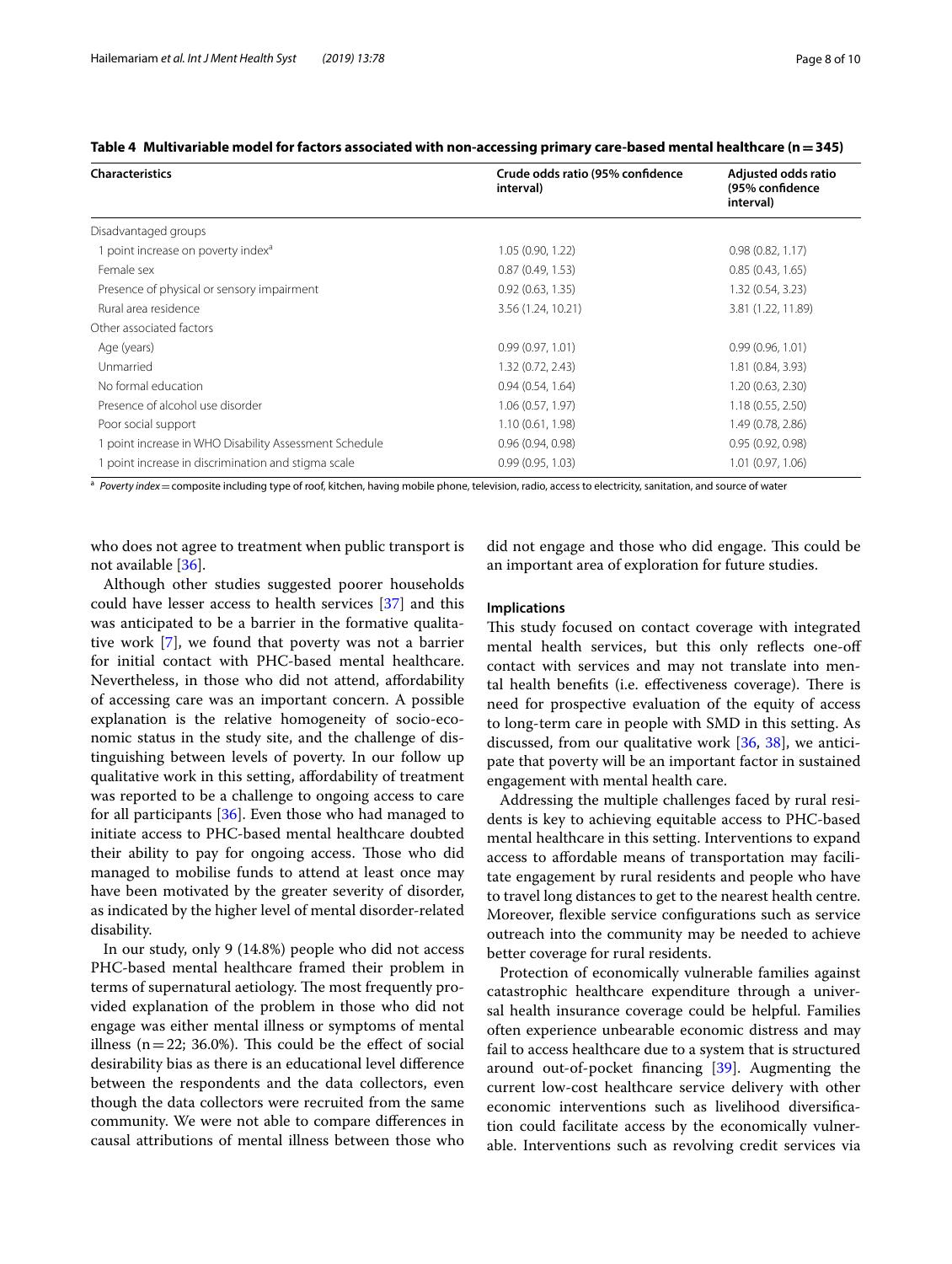**Table 4 Multivariable model for factors associated with non-accessing primary care-based mental healthcare (n = 345)**

| Characteristics | Crude odds ratio (95% confidence interval) | Adjusted odds ratio (95% confidence interval) |
|---|---|---|
| Disadvantaged groups | | |
| 1 point increase on poverty index[a] | 1.05 (0.90, 1.22) | 0.98 (0.82, 1.17) |
| Female sex | 0.87 (0.49, 1.53) | 0.85 (0.43, 1.65) |
| Presence of physical or sensory impairment | 0.92 (0.63, 1.35) | 1.32 (0.54, 3.23) |
| Rural area residence | 3.56 (1.24, 10.21) | 3.81 (1.22, 11.89) |
| Other associated factors | | |
| Age (years) | 0.99 (0.97, 1.01) | 0.99 (0.96, 1.01) |
| Unmarried | 1.32 (0.72, 2.43) | 1.81 (0.84, 3.93) |
| No formal education | 0.94 (0.54, 1.64) | 1.20 (0.63, 2.30) |
| Presence of alcohol use disorder | 1.06 (0.57, 1.97) | 1.18 (0.55, 2.50) |
| Poor social support | 1.10 (0.61, 1.98) | 1.49 (0.78, 2.86) |
| 1 point increase in WHO Disability Assessment Schedule | 0.96 (0.94, 0.98) | 0.95 (0.92, 0.98) |
| 1 point increase in discrimination and stigma scale | 0.99 (0.95, 1.03) | 1.01 (0.97, 1.06) |

[a] *Poverty index* = composite including type of roof, kitchen, having mobile phone, television, radio, access to electricity, sanitation, and source of water

who does not agree to treatment when public transport is not available [36].

Although other studies suggested poorer households could have lesser access to health services [37] and this was anticipated to be a barrier in the formative qualitative work [7], we found that poverty was not a barrier for initial contact with PHC-based mental healthcare. Nevertheless, in those who did not attend, affordability of accessing care was an important concern. A possible explanation is the relative homogeneity of socio-economic status in the study site, and the challenge of distinguishing between levels of poverty. In our follow up qualitative work in this setting, affordability of treatment was reported to be a challenge to ongoing access to care for all participants [36]. Even those who had managed to initiate access to PHC-based mental healthcare doubted their ability to pay for ongoing access. Those who did managed to mobilise funds to attend at least once may have been motivated by the greater severity of disorder, as indicated by the higher level of mental disorder-related disability.

In our study, only 9 (14.8%) people who did not access PHC-based mental healthcare framed their problem in terms of supernatural aetiology. The most frequently provided explanation of the problem in those who did not engage was either mental illness or symptoms of mental illness (n = 22; 36.0%). This could be the effect of social desirability bias as there is an educational level difference between the respondents and the data collectors, even though the data collectors were recruited from the same community. We were not able to compare differences in causal attributions of mental illness between those who did not engage and those who did engage. This could be an important area of exploration for future studies.

#### Implications

This study focused on contact coverage with integrated mental health services, but this only reflects one-off contact with services and may not translate into mental health benefits (i.e. effectiveness coverage). There is need for prospective evaluation of the equity of access to long-term care in people with SMD in this setting. As discussed, from our qualitative work [36, 38], we anticipate that poverty will be an important factor in sustained engagement with mental health care.

Addressing the multiple challenges faced by rural residents is key to achieving equitable access to PHC-based mental healthcare in this setting. Interventions to expand access to affordable means of transportation may facilitate engagement by rural residents and people who have to travel long distances to get to the nearest health centre. Moreover, flexible service configurations such as service outreach into the community may be needed to achieve better coverage for rural residents.

Protection of economically vulnerable families against catastrophic healthcare expenditure through a universal health insurance coverage could be helpful. Families often experience unbearable economic distress and may fail to access healthcare due to a system that is structured around out-of-pocket financing [39]. Augmenting the current low-cost healthcare service delivery with other economic interventions such as livelihood diversification could facilitate access by the economically vulnerable. Interventions such as revolving credit services via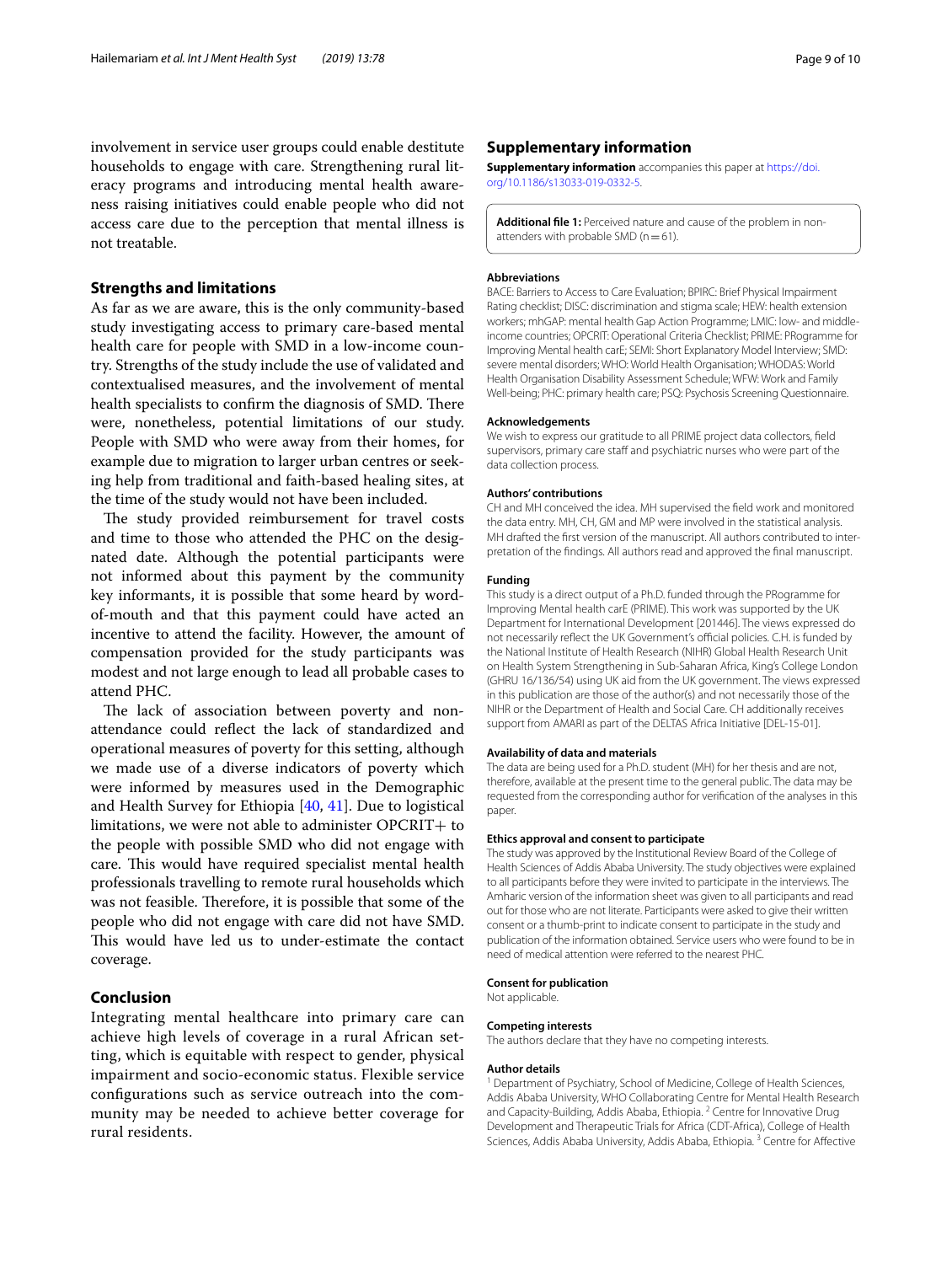involvement in service user groups could enable destitute households to engage with care. Strengthening rural literacy programs and introducing mental health awareness raising initiatives could enable people who did not access care due to the perception that mental illness is not treatable.

### Strengths and limitations

As far as we are aware, this is the only community-based study investigating access to primary care-based mental health care for people with SMD in a low-income country. Strengths of the study include the use of validated and contextualised measures, and the involvement of mental health specialists to confirm the diagnosis of SMD. There were, nonetheless, potential limitations of our study. People with SMD who were away from their homes, for example due to migration to larger urban centres or seeking help from traditional and faith-based healing sites, at the time of the study would not have been included.

The study provided reimbursement for travel costs and time to those who attended the PHC on the designated date. Although the potential participants were not informed about this payment by the community key informants, it is possible that some heard by word-of-mouth and that this payment could have acted an incentive to attend the facility. However, the amount of compensation provided for the study participants was modest and not large enough to lead all probable cases to attend PHC.

The lack of association between poverty and non-attendance could reflect the lack of standardized and operational measures of poverty for this setting, although we made use of a diverse indicators of poverty which were informed by measures used in the Demographic and Health Survey for Ethiopia [40, 41]. Due to logistical limitations, we were not able to administer OPCRIT+ to the people with possible SMD who did not engage with care. This would have required specialist mental health professionals travelling to remote rural households which was not feasible. Therefore, it is possible that some of the people who did not engage with care did not have SMD. This would have led us to under-estimate the contact coverage.

## Conclusion

Integrating mental healthcare into primary care can achieve high levels of coverage in a rural African setting, which is equitable with respect to gender, physical impairment and socio-economic status. Flexible service configurations such as service outreach into the community may be needed to achieve better coverage for rural residents.

## Supplementary information

**Supplementary information** accompanies this paper at https://doi.org/10.1186/s13033-019-0332-5.

**Additional file 1:** Perceived nature and cause of the problem in non-attenders with probable SMD (n = 61).

#### Abbreviations

BACE: Barriers to Access to Care Evaluation; BPIRC: Brief Physical Impairment Rating checklist; DISC: discrimination and stigma scale; HEW: health extension workers; mhGAP: mental health Gap Action Programme; LMIC: low- and middle-income countries; OPCRIT: Operational Criteria Checklist; PRIME: PRogramme for Improving Mental health carE; SEMI: Short Explanatory Model Interview; SMD: severe mental disorders; WHO: World Health Organisation; WHODAS: World Health Organisation Disability Assessment Schedule; WFW: Work and Family Well-being; PHC: primary health care; PSQ: Psychosis Screening Questionnaire.

#### Acknowledgements

We wish to express our gratitude to all PRIME project data collectors, field supervisors, primary care staff and psychiatric nurses who were part of the data collection process.

#### Authors' contributions

CH and MH conceived the idea. MH supervised the field work and monitored the data entry. MH, CH, GM and MP were involved in the statistical analysis. MH drafted the first version of the manuscript. All authors contributed to interpretation of the findings. All authors read and approved the final manuscript.

#### Funding

This study is a direct output of a Ph.D. funded through the PRogramme for Improving Mental health carE (PRIME). This work was supported by the UK Department for International Development [201446]. The views expressed do not necessarily reflect the UK Government's official policies. C.H. is funded by the National Institute of Health Research (NIHR) Global Health Research Unit on Health System Strengthening in Sub-Saharan Africa, King's College London (GHRU 16/136/54) using UK aid from the UK government. The views expressed in this publication are those of the author(s) and not necessarily those of the NIHR or the Department of Health and Social Care. CH additionally receives support from AMARI as part of the DELTAS Africa Initiative [DEL-15-01].

#### Availability of data and materials

The data are being used for a Ph.D. student (MH) for her thesis and are not, therefore, available at the present time to the general public. The data may be requested from the corresponding author for verification of the analyses in this paper.

#### Ethics approval and consent to participate

The study was approved by the Institutional Review Board of the College of Health Sciences of Addis Ababa University. The study objectives were explained to all participants before they were invited to participate in the interviews. The Amharic version of the information sheet was given to all participants and read out for those who are not literate. Participants were asked to give their written consent or a thumb-print to indicate consent to participate in the study and publication of the information obtained. Service users who were found to be in need of medical attention were referred to the nearest PHC.

#### Consent for publication

Not applicable.

#### Competing interests

The authors declare that they have no competing interests.

#### Author details

[1] Department of Psychiatry, School of Medicine, College of Health Sciences, Addis Ababa University, WHO Collaborating Centre for Mental Health Research and Capacity-Building, Addis Ababa, Ethiopia. [2] Centre for Innovative Drug Development and Therapeutic Trials for Africa (CDT-Africa), College of Health Sciences, Addis Ababa University, Addis Ababa, Ethiopia. [3] Centre for Affective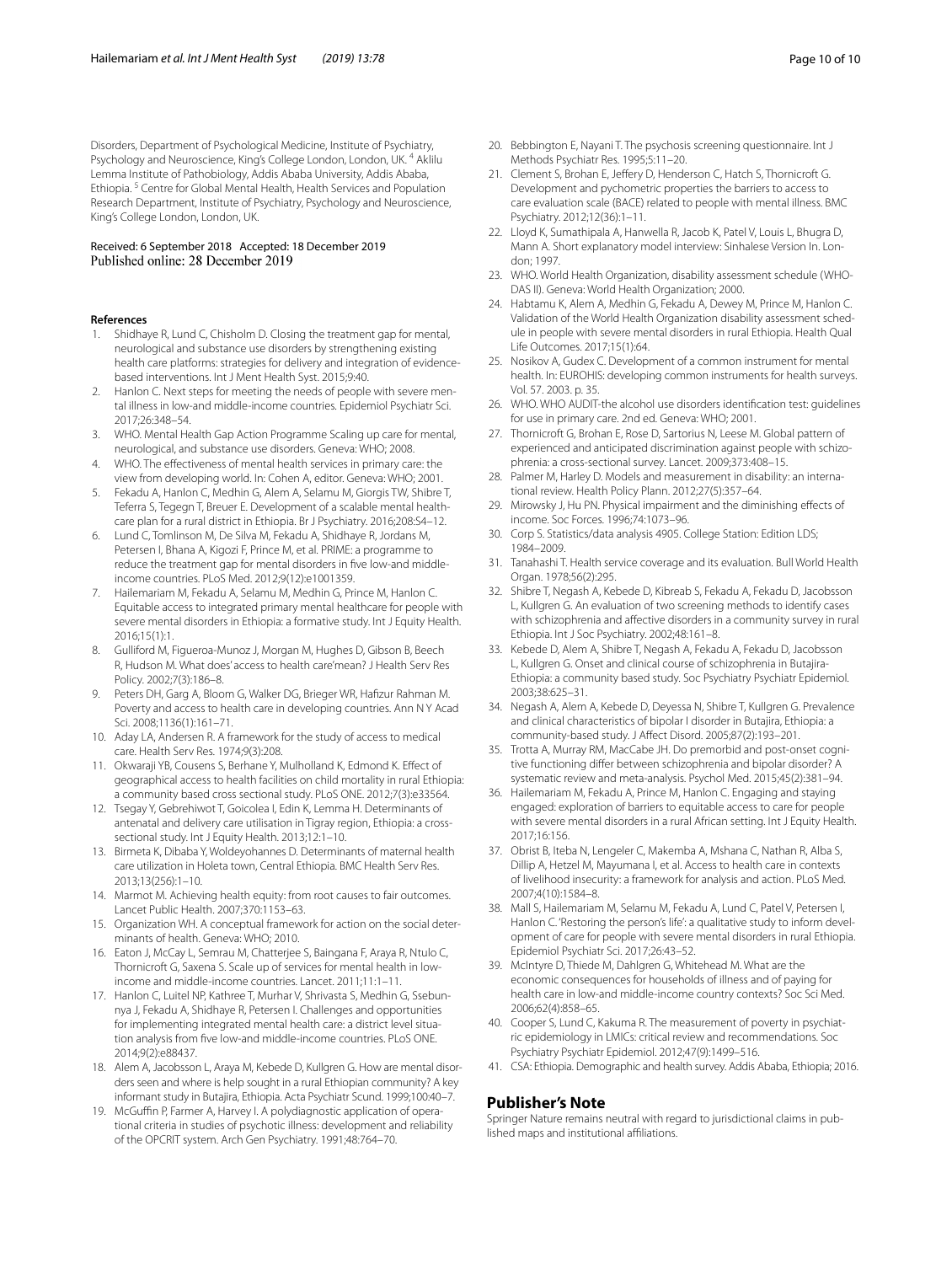Disorders, Department of Psychological Medicine, Institute of Psychiatry, Psychology and Neuroscience, King's College London, London, UK. [4] Aklilu Lemma Institute of Pathobiology, Addis Ababa University, Addis Ababa, Ethiopia. [5] Centre for Global Mental Health, Health Services and Population Research Department, Institute of Psychiatry, Psychology and Neuroscience, King's College London, London, UK.

Received: 6 September 2018 Accepted: 18 December 2019
Published online: 28 December 2019

## References

1. Shidhaye R, Lund C, Chisholm D. Closing the treatment gap for mental, neurological and substance use disorders by strengthening existing health care platforms: strategies for delivery and integration of evidence-based interventions. Int J Ment Health Syst. 2015;9:40.
2. Hanlon C. Next steps for meeting the needs of people with severe mental illness in low-and middle-income countries. Epidemiol Psychiatr Sci. 2017;26:348–54.
3. WHO. Mental Health Gap Action Programme Scaling up care for mental, neurological, and substance use disorders. Geneva: WHO; 2008.
4. WHO. The effectiveness of mental health services in primary care: the view from developing world. In: Cohen A, editor. Geneva: WHO; 2001.
5. Fekadu A, Hanlon C, Medhin G, Alem A, Selamu M, Giorgis TW, Shibre T, Teferra S, Tegegn T, Breuer E. Development of a scalable mental healthcare plan for a rural district in Ethiopia. Br J Psychiatry. 2016;208:S4–12.
6. Lund C, Tomlinson M, De Silva M, Fekadu A, Shidhaye R, Jordans M, Petersen I, Bhana A, Kigozi F, Prince M, et al. PRIME: a programme to reduce the treatment gap for mental disorders in five low-and middle-income countries. PLoS Med. 2012;9(12):e1001359.
7. Hailemariam M, Fekadu A, Selamu M, Medhin G, Prince M, Hanlon C. Equitable access to integrated primary mental healthcare for people with severe mental disorders in Ethiopia: a formative study. Int J Equity Health. 2016;15(1):1.
8. Gulliford M, Figueroa-Munoz J, Morgan M, Hughes D, Gibson B, Beech R, Hudson M. What does' access to health care'mean? J Health Serv Res Policy. 2002;7(3):186–8.
9. Peters DH, Garg A, Bloom G, Walker DG, Brieger WR, Hafizur Rahman M. Poverty and access to health care in developing countries. Ann N Y Acad Sci. 2008;1136(1):161–71.
10. Aday LA, Andersen R. A framework for the study of access to medical care. Health Serv Res. 1974;9(3):208.
11. Okwaraji YB, Cousens S, Berhane Y, Mulholland K, Edmond K. Effect of geographical access to health facilities on child mortality in rural Ethiopia: a community based cross sectional study. PLoS ONE. 2012;7(3):e33564.
12. Tsegay Y, Gebrehiwot T, Goicolea I, Edin K, Lemma H. Determinants of antenatal and delivery care utilisation in Tigray region, Ethiopia: a cross-sectional study. Int J Equity Health. 2013;12:1–10.
13. Birmeta K, Dibaba Y, Woldeyohannes D. Determinants of maternal health care utilization in Holeta town, Central Ethiopia. BMC Health Serv Res. 2013;13(256):1–10.
14. Marmot M. Achieving health equity: from root causes to fair outcomes. Lancet Public Health. 2007;370:1153–63.
15. Organization WH. A conceptual framework for action on the social determinants of health. Geneva: WHO; 2010.
16. Eaton J, McCay L, Semrau M, Chatterjee S, Baingana F, Araya R, Ntulo C, Thornicroft G, Saxena S. Scale up of services for mental health in low-income and middle-income countries. Lancet. 2011;11:1–11.
17. Hanlon C, Luitel NP, Kathree T, Murhar V, Shrivasta S, Medhin G, Ssebunnya J, Fekadu A, Shidhaye R, Petersen I. Challenges and opportunities for implementing integrated mental health care: a district level situation analysis from five low-and middle-income countries. PLoS ONE. 2014;9(2):e88437.
18. Alem A, Jacobsson L, Araya M, Kebede D, Kullgren G. How are mental disorders seen and where is help sought in a rural Ethiopian community? A key informant study in Butajira, Ethiopia. Acta Psychiatr Scund. 1999;100:40–7.
19. McGuffin P, Farmer A, Harvey I. A polydiagnostic application of operational criteria in studies of psychotic illness: development and reliability of the OPCRIT system. Arch Gen Psychiatry. 1991;48:764–70.
20. Bebbington E, Nayani T. The psychosis screening questionnaire. Int J Methods Psychiatr Res. 1995;5:11–20.
21. Clement S, Brohan E, Jeffery D, Henderson C, Hatch S, Thornicroft G. Development and pychometric properties the barriers to access to care evaluation scale (BACE) related to people with mental illness. BMC Psychiatry. 2012;12(36):1–11.
22. Lloyd K, Sumathipala A, Hanwella R, Jacob K, Patel V, Louis L, Bhugra D, Mann A. Short explanatory model interview: Sinhalese Version In. London; 1997.
23. WHO. World Health Organization, disability assessment schedule (WHO-DAS II). Geneva: World Health Organization; 2000.
24. Habtamu K, Alem A, Medhin G, Fekadu A, Dewey M, Prince M, Hanlon C. Validation of the World Health Organization disability assessment schedule in people with severe mental disorders in rural Ethiopia. Health Qual Life Outcomes. 2017;15(1):64.
25. Nosikov A, Gudex C. Development of a common instrument for mental health. In: EUROHIS: developing common instruments for health surveys. Vol. 57. 2003. p. 35.
26. WHO. WHO AUDIT-the alcohol use disorders identification test: guidelines for use in primary care. 2nd ed. Geneva: WHO; 2001.
27. Thornicroft G, Brohan E, Rose D, Sartorius N, Leese M. Global pattern of experienced and anticipated discrimination against people with schizophrenia: a cross-sectional survey. Lancet. 2009;373:408–15.
28. Palmer M, Harley D. Models and measurement in disability: an international review. Health Policy Plann. 2012;27(5):357–64.
29. Mirowsky J, Hu PN. Physical impairment and the diminishing effects of income. Soc Forces. 1996;74:1073–96.
30. Corp S. Statistics/data analysis 4905. College Station: Edition LDS; 1984–2009.
31. Tanahashi T. Health service coverage and its evaluation. Bull World Health Organ. 1978;56(2):295.
32. Shibre T, Negash A, Kebede D, Kibreab S, Fekadu A, Fekadu D, Jacobsson L, Kullgren G. An evaluation of two screening methods to identify cases with schizophrenia and affective disorders in a community survey in rural Ethiopia. Int J Soc Psychiatry. 2002;48:161–8.
33. Kebede D, Alem A, Shibre T, Negash A, Fekadu A, Fekadu D, Jacobsson L, Kullgren G. Onset and clinical course of schizophrenia in Butajira-Ethiopia: a community based study. Soc Psychiatry Psychiatr Epidemiol. 2003;38:625–31.
34. Negash A, Alem A, Kebede D, Deyessa N, Shibre T, Kullgren G. Prevalence and clinical characteristics of bipolar I disorder in Butajira, Ethiopia: a community-based study. J Affect Disord. 2005;87(2):193–201.
35. Trotta A, Murray RM, MacCabe JH. Do premorbid and post-onset cognitive functioning differ between schizophrenia and bipolar disorder? A systematic review and meta-analysis. Psychol Med. 2015;45(2):381–94.
36. Hailemariam M, Fekadu A, Prince M, Hanlon C. Engaging and staying engaged: exploration of barriers to equitable access to care for people with severe mental disorders in a rural African setting. Int J Equity Health. 2017;16:156.
37. Obrist B, Iteba N, Lengeler C, Makemba A, Mshana C, Nathan R, Alba S, Dillip A, Hetzel M, Mayumana I, et al. Access to health care in contexts of livelihood insecurity: a framework for analysis and action. PLoS Med. 2007;4(10):1584–8.
38. Mall S, Hailemariam M, Selamu M, Fekadu A, Lund C, Patel V, Petersen I, Hanlon C. 'Restoring the person's life': a qualitative study to inform development of care for people with severe mental disorders in rural Ethiopia. Epidemiol Psychiatr Sci. 2017;26:43–52.
39. McIntyre D, Thiede M, Dahlgren G, Whitehead M. What are the economic consequences for households of illness and of paying for health care in low-and middle-income country contexts? Soc Sci Med. 2006;62(4):858–65.
40. Cooper S, Lund C, Kakuma R. The measurement of poverty in psychiatric epidemiology in LMICs: critical review and recommendations. Soc Psychiatry Psychiatr Epidemiol. 2012;47(9):1499–516.
41. CSA: Ethiopia. Demographic and health survey. Addis Ababa, Ethiopia; 2016.

## Publisher's Note

Springer Nature remains neutral with regard to jurisdictional claims in published maps and institutional affiliations.